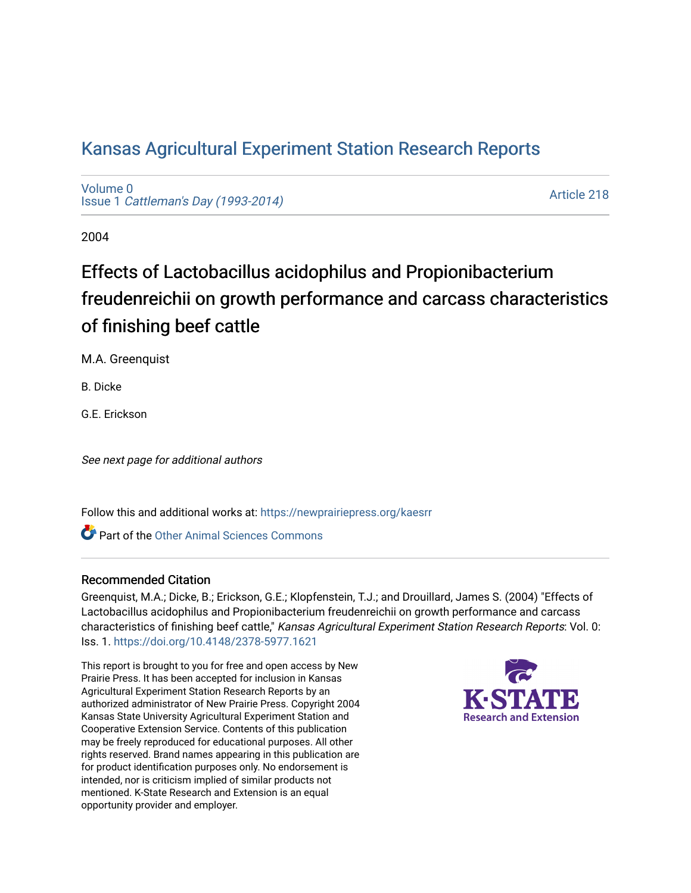# Kansas Agricultural Experiment Station Research Reports

Volume 0
Issue 1 *Cattleman's Day (1993-2014)*

Article 218

2004

## Effects of Lactobacillus acidophilus and Propionibacterium freudenreichii on growth performance and carcass characteristics of finishing beef cattle

M.A. Greenquist

B. Dicke

G.E. Erickson

*See next page for additional authors*

Follow this and additional works at: https://newprairiepress.org/kaesrr

Part of the Other Animal Sciences Commons

### Recommended Citation

Greenquist, M.A.; Dicke, B.; Erickson, G.E.; Klopfenstein, T.J.; and Drouillard, James S. (2004) "Effects of Lactobacillus acidophilus and Propionibacterium freudenreichii on growth performance and carcass characteristics of finishing beef cattle," *Kansas Agricultural Experiment Station Research Reports*: Vol. 0: Iss. 1. https://doi.org/10.4148/2378-5977.1621

This report is brought to you for free and open access by New Prairie Press. It has been accepted for inclusion in Kansas Agricultural Experiment Station Research Reports by an authorized administrator of New Prairie Press. Copyright 2004 Kansas State University Agricultural Experiment Station and Cooperative Extension Service. Contents of this publication may be freely reproduced for educational purposes. All other rights reserved. Brand names appearing in this publication are for product identification purposes only. No endorsement is intended, nor is criticism implied of similar products not mentioned. K-State Research and Extension is an equal opportunity provider and employer.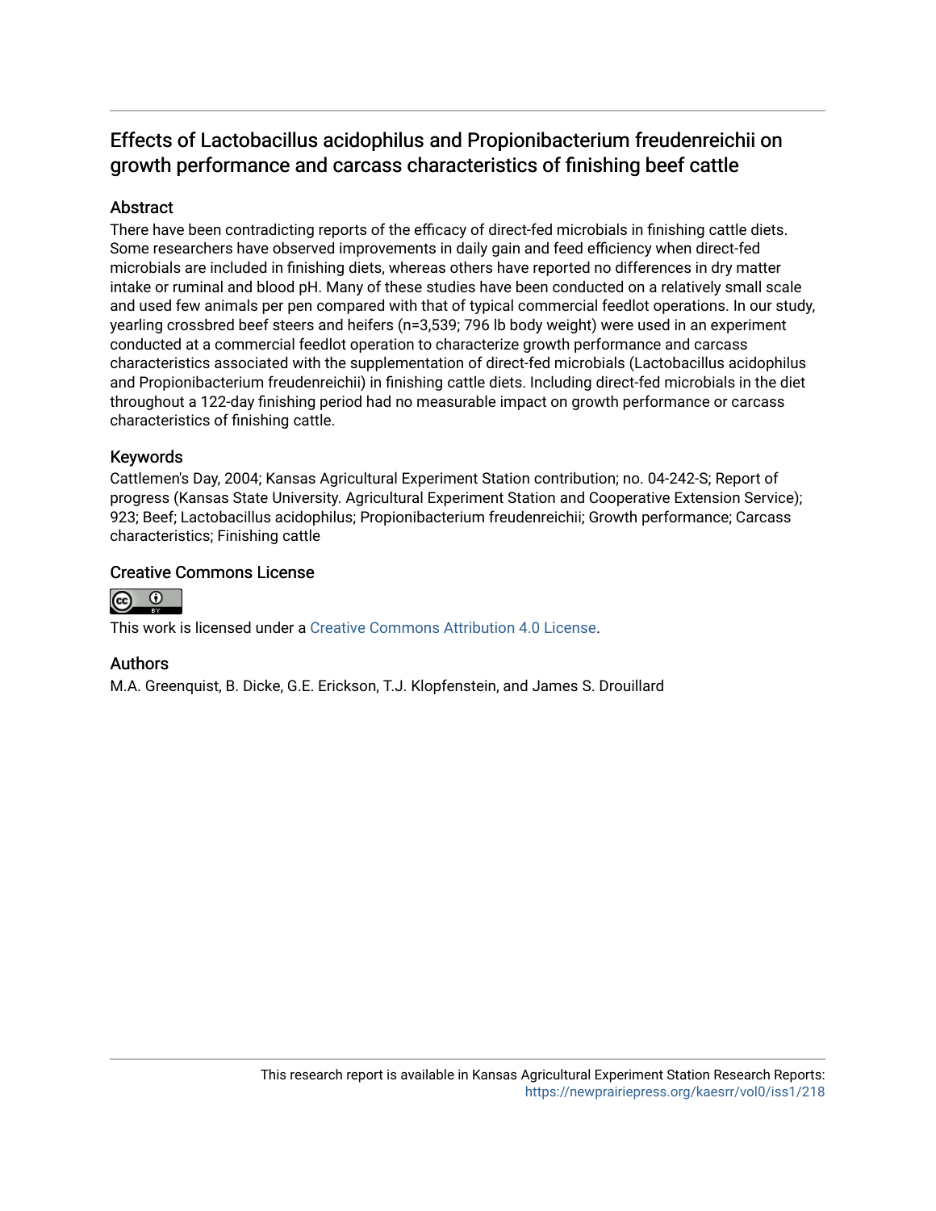# Effects of Lactobacillus acidophilus and Propionibacterium freudenreichii on growth performance and carcass characteristics of finishing beef cattle

## Abstract

There have been contradicting reports of the efficacy of direct-fed microbials in finishing cattle diets. Some researchers have observed improvements in daily gain and feed efficiency when direct-fed microbials are included in finishing diets, whereas others have reported no differences in dry matter intake or ruminal and blood pH. Many of these studies have been conducted on a relatively small scale and used few animals per pen compared with that of typical commercial feedlot operations. In our study, yearling crossbred beef steers and heifers (n=3,539; 796 lb body weight) were used in an experiment conducted at a commercial feedlot operation to characterize growth performance and carcass characteristics associated with the supplementation of direct-fed microbials (Lactobacillus acidophilus and Propionibacterium freudenreichii) in finishing cattle diets. Including direct-fed microbials in the diet throughout a 122-day finishing period had no measurable impact on growth performance or carcass characteristics of finishing cattle.

## Keywords

Cattlemen's Day, 2004; Kansas Agricultural Experiment Station contribution; no. 04-242-S; Report of progress (Kansas State University. Agricultural Experiment Station and Cooperative Extension Service); 923; Beef; Lactobacillus acidophilus; Propionibacterium freudenreichii; Growth performance; Carcass characteristics; Finishing cattle

## Creative Commons License

This work is licensed under a Creative Commons Attribution 4.0 License.

## Authors

M.A. Greenquist, B. Dicke, G.E. Erickson, T.J. Klopfenstein, and James S. Drouillard

This research report is available in Kansas Agricultural Experiment Station Research Reports: https://newprairiepress.org/kaesrr/vol0/iss1/218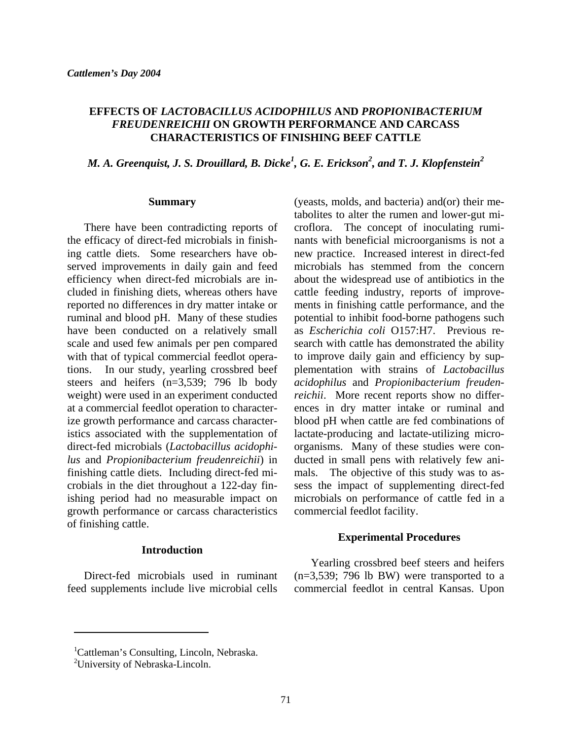*Cattlemen's Day 2004*

# EFFECTS OF *LACTOBACILLUS ACIDOPHILUS* AND *PROPIONIBACTERIUM FREUDENREICHII* ON GROWTH PERFORMANCE AND CARCASS CHARACTERISTICS OF FINISHING BEEF CATTLE

***M. A. Greenquist, J. S. Drouillard, B. Dicke[1], G. E. Erickson[2], and T. J. Klopfenstein[2]***

## Summary

There have been contradicting reports of the efficacy of direct-fed microbials in finishing cattle diets. Some researchers have observed improvements in daily gain and feed efficiency when direct-fed microbials are included in finishing diets, whereas others have reported no differences in dry matter intake or ruminal and blood pH. Many of these studies have been conducted on a relatively small scale and used few animals per pen compared with that of typical commercial feedlot operations. In our study, yearling crossbred beef steers and heifers (n=3,539; 796 lb body weight) were used in an experiment conducted at a commercial feedlot operation to characterize growth performance and carcass characteristics associated with the supplementation of direct-fed microbials (*Lactobacillus acidophilus* and *Propionibacterium freudenreichii*) in finishing cattle diets. Including direct-fed microbials in the diet throughout a 122-day finishing period had no measurable impact on growth performance or carcass characteristics of finishing cattle.

## Introduction

Direct-fed microbials used in ruminant feed supplements include live microbial cells (yeasts, molds, and bacteria) and(or) their metabolites to alter the rumen and lower-gut microflora. The concept of inoculating ruminants with beneficial microorganisms is not a new practice. Increased interest in direct-fed microbials has stemmed from the concern about the widespread use of antibiotics in the cattle feeding industry, reports of improvements in finishing cattle performance, and the potential to inhibit food-borne pathogens such as *Escherichia coli* O157:H7. Previous research with cattle has demonstrated the ability to improve daily gain and efficiency by supplementation with strains of *Lactobacillus acidophilus* and *Propionibacterium freudenreichii*. More recent reports show no differences in dry matter intake or ruminal and blood pH when cattle are fed combinations of lactate-producing and lactate-utilizing microorganisms. Many of these studies were conducted in small pens with relatively few animals. The objective of this study was to assess the impact of supplementing direct-fed microbials on performance of cattle fed in a commercial feedlot facility.

## Experimental Procedures

Yearling crossbred beef steers and heifers (n=3,539; 796 lb BW) were transported to a commercial feedlot in central Kansas. Upon

---

[1]Cattleman's Consulting, Lincoln, Nebraska.
[2]University of Nebraska-Lincoln.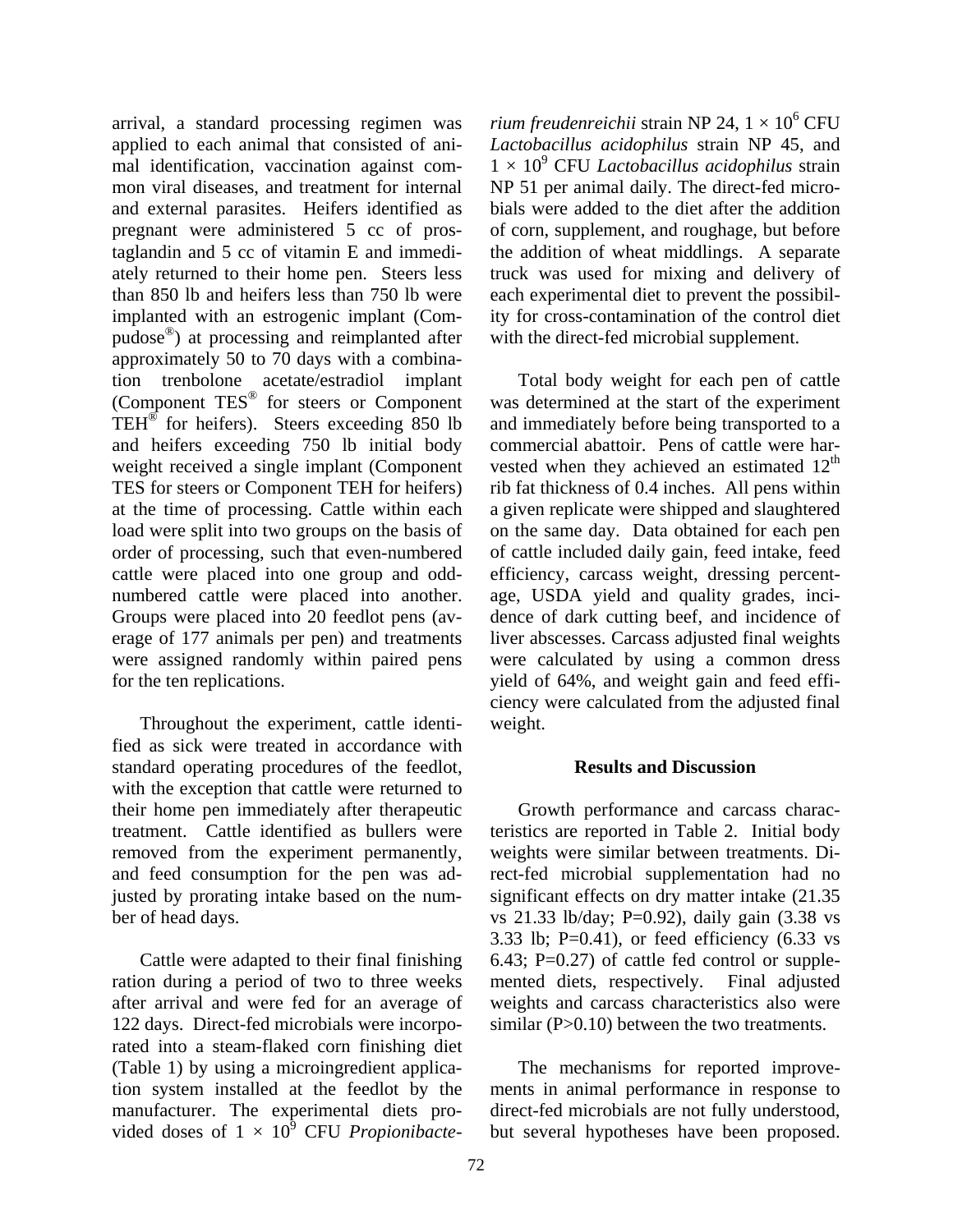arrival, a standard processing regimen was applied to each animal that consisted of animal identification, vaccination against common viral diseases, and treatment for internal and external parasites. Heifers identified as pregnant were administered 5 cc of prostaglandin and 5 cc of vitamin E and immediately returned to their home pen. Steers less than 850 lb and heifers less than 750 lb were implanted with an estrogenic implant (Compudose®) at processing and reimplanted after approximately 50 to 70 days with a combination trenbolone acetate/estradiol implant (Component TES® for steers or Component TEH® for heifers). Steers exceeding 850 lb and heifers exceeding 750 lb initial body weight received a single implant (Component TES for steers or Component TEH for heifers) at the time of processing. Cattle within each load were split into two groups on the basis of order of processing, such that even-numbered cattle were placed into one group and odd-numbered cattle were placed into another. Groups were placed into 20 feedlot pens (average of 177 animals per pen) and treatments were assigned randomly within paired pens for the ten replications.

Throughout the experiment, cattle identified as sick were treated in accordance with standard operating procedures of the feedlot, with the exception that cattle were returned to their home pen immediately after therapeutic treatment. Cattle identified as bullers were removed from the experiment permanently, and feed consumption for the pen was adjusted by prorating intake based on the number of head days.

Cattle were adapted to their final finishing ration during a period of two to three weeks after arrival and were fed for an average of 122 days. Direct-fed microbials were incorporated into a steam-flaked corn finishing diet (Table 1) by using a microingredient application system installed at the feedlot by the manufacturer. The experimental diets provided doses of $1 \times 10^9$ CFU *Propionibacterium freudenreichii* strain NP 24, $1 \times 10^6$ CFU *Lactobacillus acidophilus* strain NP 45, and $1 \times 10^9$ CFU *Lactobacillus acidophilus* strain NP 51 per animal daily. The direct-fed microbials were added to the diet after the addition of corn, supplement, and roughage, but before the addition of wheat middlings. A separate truck was used for mixing and delivery of each experimental diet to prevent the possibility for cross-contamination of the control diet with the direct-fed microbial supplement.

Total body weight for each pen of cattle was determined at the start of the experiment and immediately before being transported to a commercial abattoir. Pens of cattle were harvested when they achieved an estimated $12^{th}$ rib fat thickness of 0.4 inches. All pens within a given replicate were shipped and slaughtered on the same day. Data obtained for each pen of cattle included daily gain, feed intake, feed efficiency, carcass weight, dressing percentage, USDA yield and quality grades, incidence of dark cutting beef, and incidence of liver abscesses. Carcass adjusted final weights were calculated by using a common dress yield of 64%, and weight gain and feed efficiency were calculated from the adjusted final weight.

## Results and Discussion

Growth performance and carcass characteristics are reported in Table 2. Initial body weights were similar between treatments. Direct-fed microbial supplementation had no significant effects on dry matter intake (21.35 vs 21.33 lb/day; $P=0.92$), daily gain (3.38 vs 3.33 lb; $P=0.41$), or feed efficiency (6.33 vs 6.43; $P=0.27$) of cattle fed control or supplemented diets, respectively. Final adjusted weights and carcass characteristics also were similar ($P>0.10$) between the two treatments.

The mechanisms for reported improvements in animal performance in response to direct-fed microbials are not fully understood, but several hypotheses have been proposed.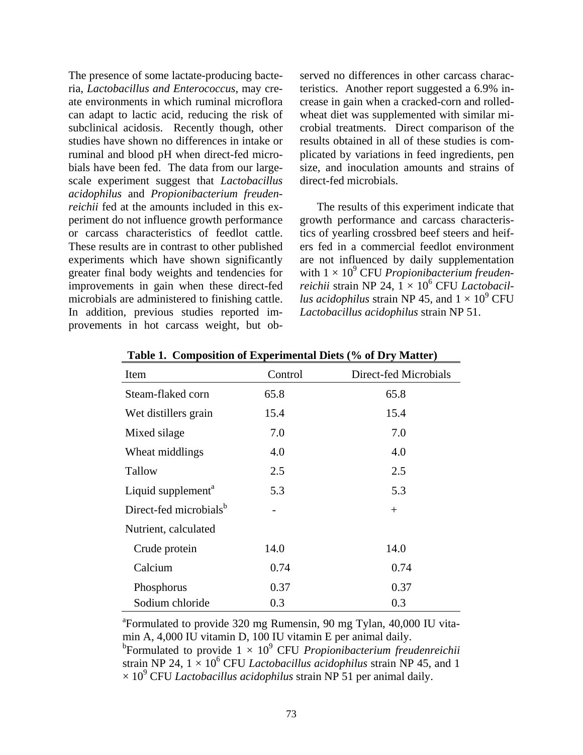The presence of some lactate-producing bacteria, *Lactobacillus and Enterococcus*, may create environments in which ruminal microflora can adapt to lactic acid, reducing the risk of subclinical acidosis. Recently though, other studies have shown no differences in intake or ruminal and blood pH when direct-fed microbials have been fed. The data from our large-scale experiment suggest that *Lactobacillus acidophilus* and *Propionibacterium freudenreichii* fed at the amounts included in this experiment do not influence growth performance or carcass characteristics of feedlot cattle. These results are in contrast to other published experiments which have shown significantly greater final body weights and tendencies for improvements in gain when these direct-fed microbials are administered to finishing cattle. In addition, previous studies reported improvements in hot carcass weight, but observed no differences in other carcass characteristics. Another report suggested a 6.9% increase in gain when a cracked-corn and rolled-wheat diet was supplemented with similar microbial treatments. Direct comparison of the results obtained in all of these studies is complicated by variations in feed ingredients, pen size, and inoculation amounts and strains of direct-fed microbials.

The results of this experiment indicate that growth performance and carcass characteristics of yearling crossbred beef steers and heifers fed in a commercial feedlot environment are not influenced by daily supplementation with $1 \times 10^9$ CFU *Propionibacterium freudenreichii* strain NP 24, $1 \times 10^6$ CFU *Lactobacillus acidophilus* strain NP 45, and $1 \times 10^9$ CFU *Lactobacillus acidophilus* strain NP 51.

**Table 1. Composition of Experimental Diets (% of Dry Matter)**

| Item | Control | Direct-fed Microbials |
|---|---|---|
| Steam-flaked corn | 65.8 | 65.8 |
| Wet distillers grain | 15.4 | 15.4 |
| Mixed silage | 7.0 | 7.0 |
| Wheat middlings | 4.0 | 4.0 |
| Tallow | 2.5 | 2.5 |
| Liquid supplement[a] | 5.3 | 5.3 |
| Direct-fed microbials[b] | - | + |
| Nutrient, calculated | | |
| Crude protein | 14.0 | 14.0 |
| Calcium | 0.74 | 0.74 |
| Phosphorus | 0.37 | 0.37 |
| Sodium chloride | 0.3 | 0.3 |

[a]Formulated to provide 320 mg Rumensin, 90 mg Tylan, 40,000 IU vitamin A, 4,000 IU vitamin D, 100 IU vitamin E per animal daily.
[b]Formulated to provide $1 \times 10^9$ CFU *Propionibacterium freudenreichii* strain NP 24, $1 \times 10^6$ CFU *Lactobacillus acidophilus* strain NP 45, and $1 \times 10^9$ CFU *Lactobacillus acidophilus* strain NP 51 per animal daily.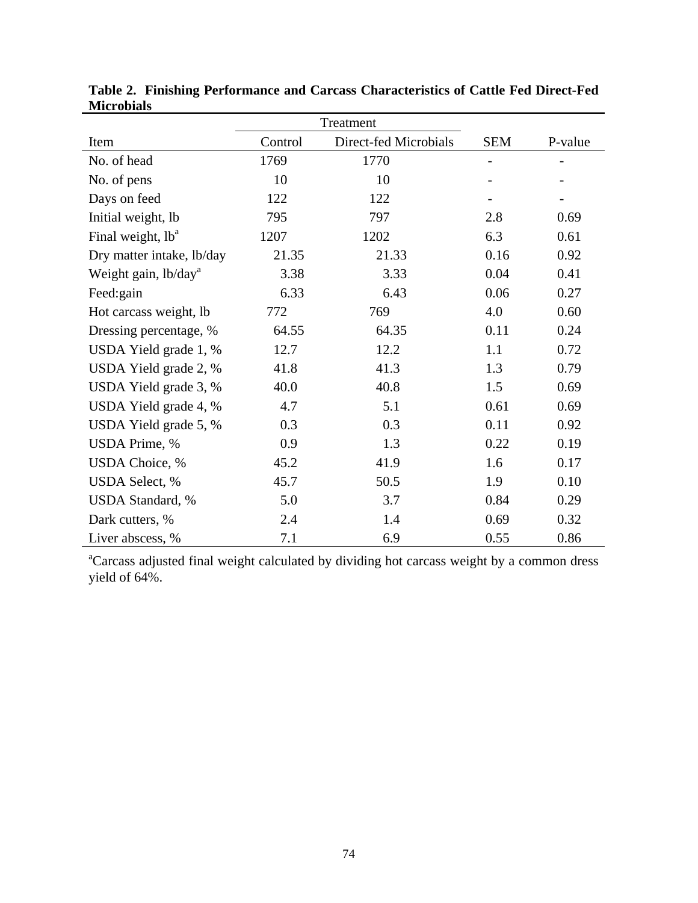**Table 2. Finishing Performance and Carcass Characteristics of Cattle Fed Direct-Fed Microbials**

| | Treatment | | | |
|---|---|---|---|---|
| Item | Control | Direct-fed Microbials | SEM | P-value |
| No. of head | 1769 | 1770 | - | - |
| No. of pens | 10 | 10 | - | - |
| Days on feed | 122 | 122 | - | - |
| Initial weight, lb | 795 | 797 | 2.8 | 0.69 |
| Final weight, lb[a] | 1207 | 1202 | 6.3 | 0.61 |
| Dry matter intake, lb/day | 21.35 | 21.33 | 0.16 | 0.92 |
| Weight gain, lb/day[a] | 3.38 | 3.33 | 0.04 | 0.41 |
| Feed:gain | 6.33 | 6.43 | 0.06 | 0.27 |
| Hot carcass weight, lb | 772 | 769 | 4.0 | 0.60 |
| Dressing percentage, % | 64.55 | 64.35 | 0.11 | 0.24 |
| USDA Yield grade 1, % | 12.7 | 12.2 | 1.1 | 0.72 |
| USDA Yield grade 2, % | 41.8 | 41.3 | 1.3 | 0.79 |
| USDA Yield grade 3, % | 40.0 | 40.8 | 1.5 | 0.69 |
| USDA Yield grade 4, % | 4.7 | 5.1 | 0.61 | 0.69 |
| USDA Yield grade 5, % | 0.3 | 0.3 | 0.11 | 0.92 |
| USDA Prime, % | 0.9 | 1.3 | 0.22 | 0.19 |
| USDA Choice, % | 45.2 | 41.9 | 1.6 | 0.17 |
| USDA Select, % | 45.7 | 50.5 | 1.9 | 0.10 |
| USDA Standard, % | 5.0 | 3.7 | 0.84 | 0.29 |
| Dark cutters, % | 2.4 | 1.4 | 0.69 | 0.32 |
| Liver abscess, % | 7.1 | 6.9 | 0.55 | 0.86 |

[a]Carcass adjusted final weight calculated by dividing hot carcass weight by a common dress yield of 64%.